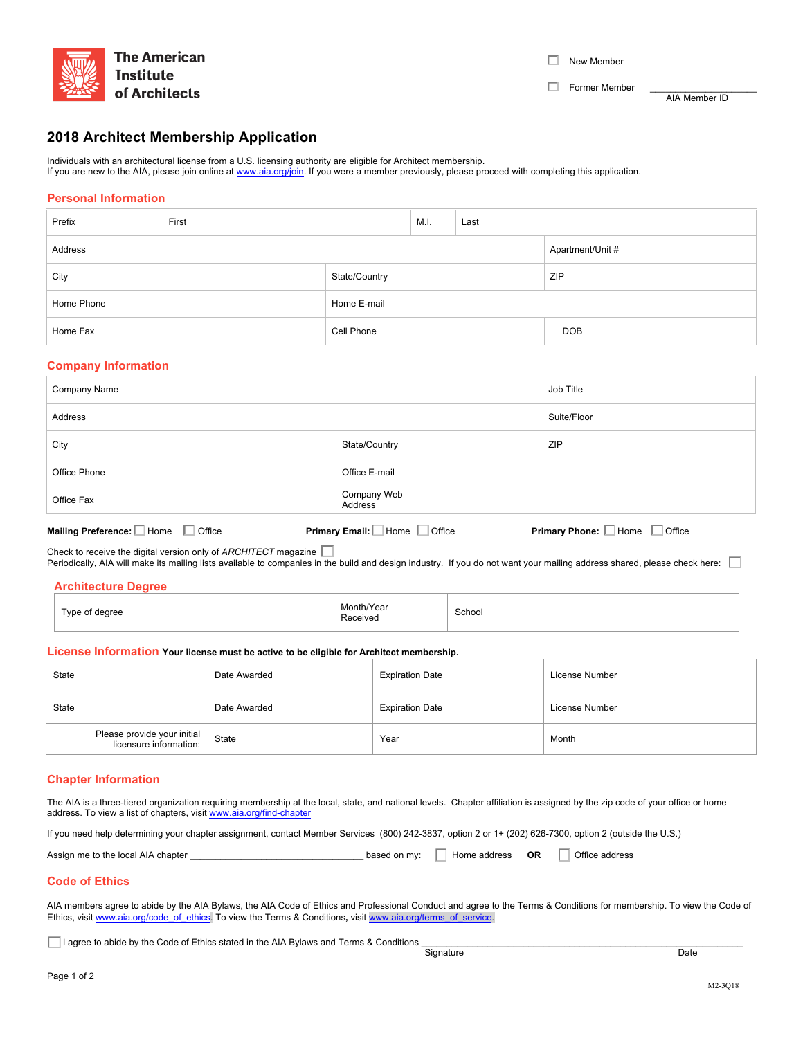The American Institute of Architects

☐ New Member

☐ Former Member

______________ AIA Member ID

# 2018 Architect Membership Application

Individuals with an architectural license from a U.S. licensing authority are eligible for Architect membership.
If you are new to the AIA, please join online at www.aia.org/join. If you were a member previously, please proceed with completing this application.

## Personal Information

| Prefix | First | M.I. | Last |
|---|---|---|---|
| Address | | | Apartment/Unit # |
| City | State/Country | | ZIP |
| Home Phone | Home E-mail | | |
| Home Fax | Cell Phone | | DOB |

## Company Information

| Company Name | | Job Title |
|---|---|---|
| Address | | Suite/Floor |
| City | State/Country | ZIP |
| Office Phone | Office E-mail | |
| Office Fax | Company Web Address | |

**Mailing Preference:** ☐ Home ☐ Office **Primary Email:** ☐ Home ☐ Office **Primary Phone:** ☐ Home ☐ Office

Check to receive the digital version only of *ARCHITECT* magazine ☐
Periodically, AIA will make its mailing lists available to companies in the build and design industry. If you do not want your mailing address shared, please check here: ☐

## Architecture Degree

| Type of degree | Month/Year Received | School |
|---|---|---|

## License Information **Your license must be active to be eligible for Architect membership.**

| State | Date Awarded | Expiration Date | License Number |
|---|---|---|---|
| State | Date Awarded | Expiration Date | License Number |
| Please provide your initial licensure information: | State | Year | Month |

## Chapter Information

The AIA is a three-tiered organization requiring membership at the local, state, and national levels. Chapter affiliation is assigned by the zip code of your office or home address. To view a list of chapters, visit www.aia.org/find-chapter

If you need help determining your chapter assignment, contact Member Services (800) 242-3837, option 2 or 1+ (202) 626-7300, option 2 (outside the U.S.)

Assign me to the local AIA chapter ______________________________ based on my: ☐ Home address **OR** ☐ Office address

## Code of Ethics

AIA members agree to abide by the AIA Bylaws, the AIA Code of Ethics and Professional Conduct and agree to the Terms & Conditions for membership. To view the Code of Ethics, visit www.aia.org/code_of_ethics. To view the Terms & Conditions, visit www.aia.org/terms_of_service.

☐ I agree to abide by the Code of Ethics stated in the AIA Bylaws and Terms & Conditions ______________________________

Signature Date

M2-3Q18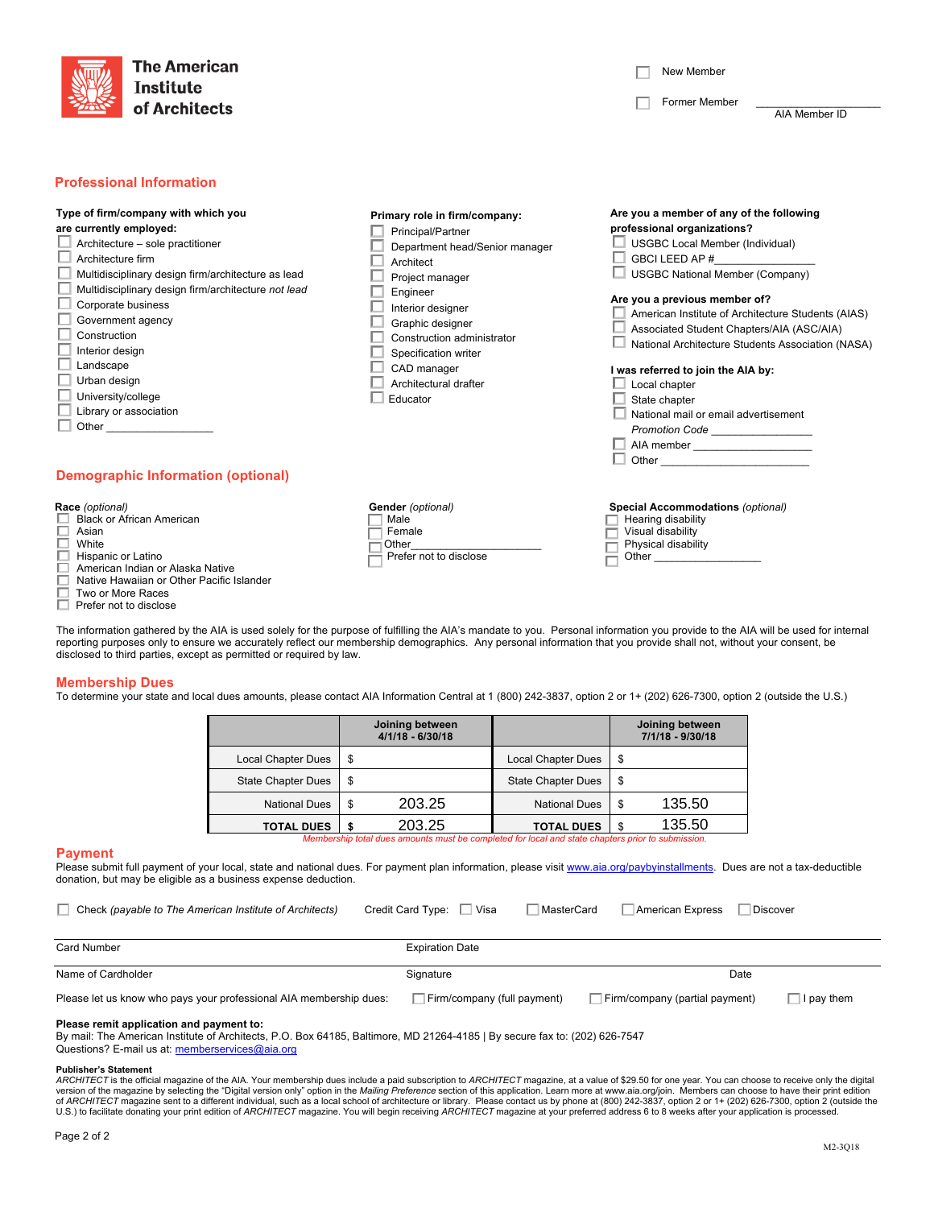**The American Institute of Architects**

☐ New Member

☐ Former Member ________________ AIA Member ID

## Professional Information

**Type of firm/company with which you are currently employed:**

- ☐ Architecture – sole practitioner
- ☐ Architecture firm
- ☐ Multidisciplinary design firm/architecture as lead
- ☐ Multidisciplinary design firm/architecture *not lead*
- ☐ Corporate business
- ☐ Government agency
- ☐ Construction
- ☐ Interior design
- ☐ Landscape
- ☐ Urban design
- ☐ University/college
- ☐ Library or association
- ☐ Other __________________

**Primary role in firm/company:**

- ☐ Principal/Partner
- ☐ Department head/Senior manager
- ☐ Architect
- ☐ Project manager
- ☐ Engineer
- ☐ Interior designer
- ☐ Graphic designer
- ☐ Construction administrator
- ☐ Specification writer
- ☐ CAD manager
- ☐ Architectural drafter
- ☐ Educator

**Are you a member of any of the following professional organizations?**

- ☐ USGBC Local Member (Individual)
- ☐ GBCI LEED AP #________________
- ☐ USGBC National Member (Company)

**Are you a previous member of?**

- ☐ American Institute of Architecture Students (AIAS)
- ☐ Associated Student Chapters/AIA (ASC/AIA)
- ☐ National Architecture Students Association (NASA)

**I was referred to join the AIA by:**

- ☐ Local chapter
- ☐ State chapter
- ☐ National mail or email advertisement
  *Promotion Code* ________________
- ☐ AIA member ________________
- ☐ Other ________________________

## Demographic Information (optional)

**Race** *(optional)*

- ☐ Black or African American
- ☐ Asian
- ☐ White
- ☐ Hispanic or Latino
- ☐ American Indian or Alaska Native
- ☐ Native Hawaiian or Other Pacific Islander
- ☐ Two or More Races
- ☐ Prefer not to disclose

**Gender** *(optional)*

- ☐ Male
- ☐ Female
- ☐ Other____________________
- ☐ Prefer not to disclose

**Special Accommodations** *(optional)*

- ☐ Hearing disability
- ☐ Visual disability
- ☐ Physical disability
- ☐ Other __________________

The information gathered by the AIA is used solely for the purpose of fulfilling the AIA's mandate to you. Personal information you provide to the AIA will be used for internal reporting purposes only to ensure we accurately reflect our membership demographics. Any personal information that you provide shall not, without your consent, be disclosed to third parties, except as permitted or required by law.

## Membership Dues

To determine your state and local dues amounts, please contact AIA Information Central at 1 (800) 242-3837, option 2 or 1+ (202) 626-7300, option 2 (outside the U.S.)

| | Joining between 4/1/18 - 6/30/18 | | Joining between 7/1/18 - 9/30/18 |
|---|---|---|---|
| Local Chapter Dues | $ | Local Chapter Dues | $ |
| State Chapter Dues | $ | State Chapter Dues | $ |
| National Dues | $ 203.25 | National Dues | $ 135.50 |
| **TOTAL DUES** | **$** 203.25 | **TOTAL DUES** | $ 135.50 |

*Membership total dues amounts must be completed for local and state chapters prior to submission.*

## Payment

Please submit full payment of your local, state and national dues. For payment plan information, please visit www.aia.org/paybyinstallments. Dues are not a tax-deductible donation, but may be eligible as a business expense deduction.

☐ Check *(payable to The American Institute of Architects)* Credit Card Type: ☐ Visa ☐ MasterCard ☐ American Express ☐ Discover

Card Number ________________ Expiration Date ________________

Name of Cardholder ________________ Signature ________________ Date ________________

Please let us know who pays your professional AIA membership dues: ☐ Firm/company (full payment) ☐ Firm/company (partial payment) ☐ I pay them

**Please remit application and payment to:**
By mail: The American Institute of Architects, P.O. Box 64185, Baltimore, MD 21264-4185 | By secure fax to: (202) 626-7547
Questions? E-mail us at: memberservices@aia.org

**Publisher's Statement**
*ARCHITECT* is the official magazine of the AIA. Your membership dues include a paid subscription to *ARCHITECT* magazine, at a value of $29.50 for one year. You can choose to receive only the digital version of the magazine by selecting the "Digital version only" option in the *Mailing Preference* section of this application. Learn more at www.aia.org/join. Members can choose to have their print edition of *ARCHITECT* magazine sent to a different individual, such as a local school of architecture or library. Please contact us by phone at (800) 242-3837, option 2 or 1+ (202) 626-7300, option 2 (outside the U.S.) to facilitate donating your print edition of *ARCHITECT* magazine. You will begin receiving *ARCHITECT* magazine at your preferred address 6 to 8 weeks after your application is processed.

M2-3Q18